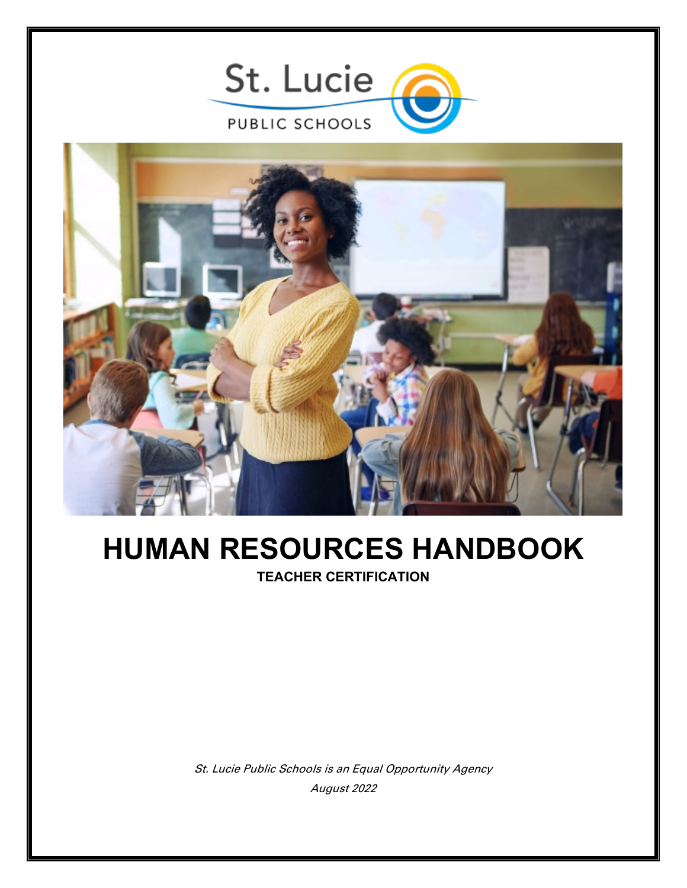St. Lucie

PUBLIC SCHOOLS

# HUMAN RESOURCES HANDBOOK

**TEACHER CERTIFICATION**

*St. Lucie Public Schools is an Equal Opportunity Agency*

*August 2022*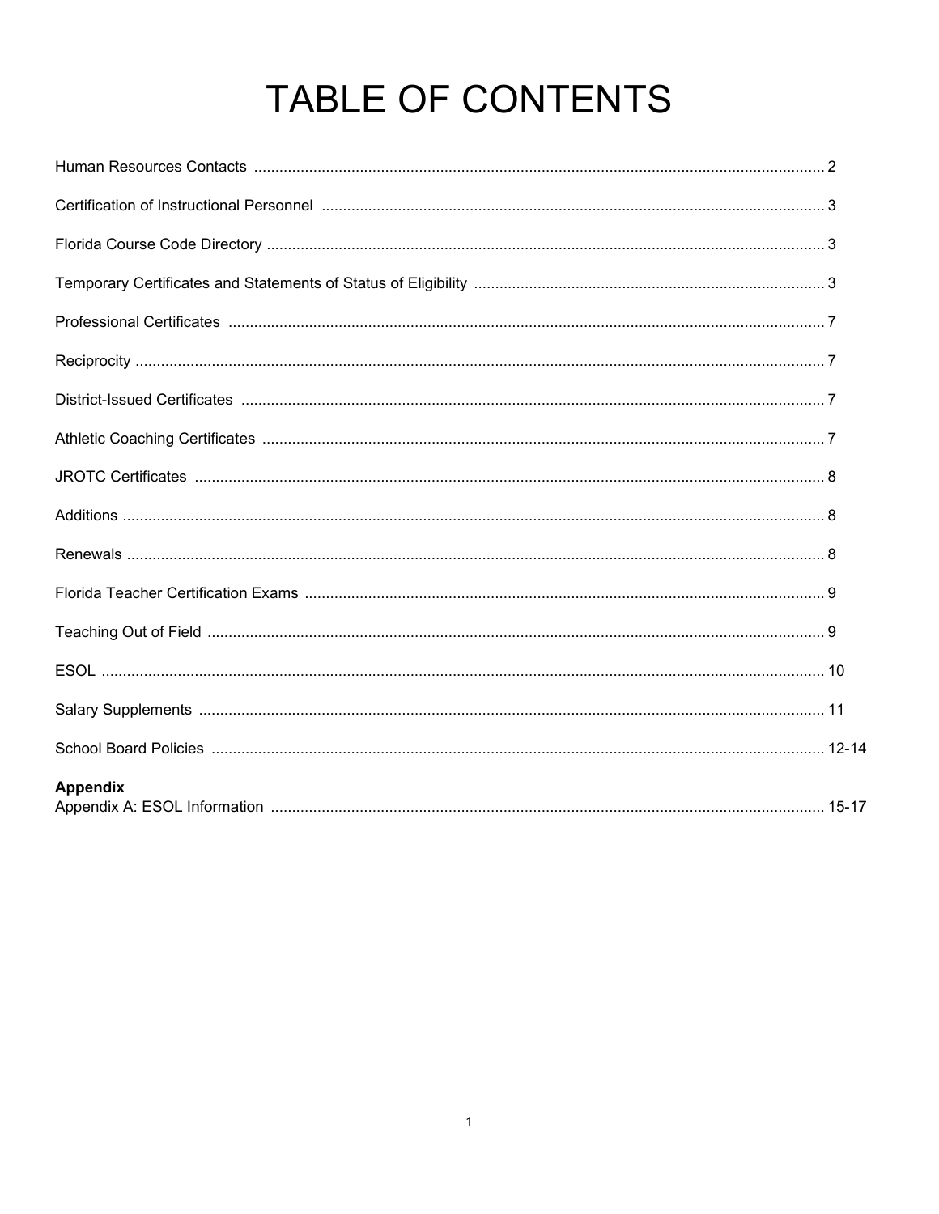# TABLE OF CONTENTS

| | |
|---|---|
| Human Resources Contacts | 2 |
| Certification of Instructional Personnel | 3 |
| Florida Course Code Directory | 3 |
| Temporary Certificates and Statements of Status of Eligibility | 3 |
| Professional Certificates | 7 |
| Reciprocity | 7 |
| District-Issued Certificates | 7 |
| Athletic Coaching Certificates | 7 |
| JROTC Certificates | 8 |
| Additions | 8 |
| Renewals | 8 |
| Florida Teacher Certification Exams | 9 |
| Teaching Out of Field | 9 |
| ESOL | 10 |
| Salary Supplements | 11 |
| School Board Policies | 12-14 |
| **Appendix** | |
| Appendix A: ESOL Information | 15-17 |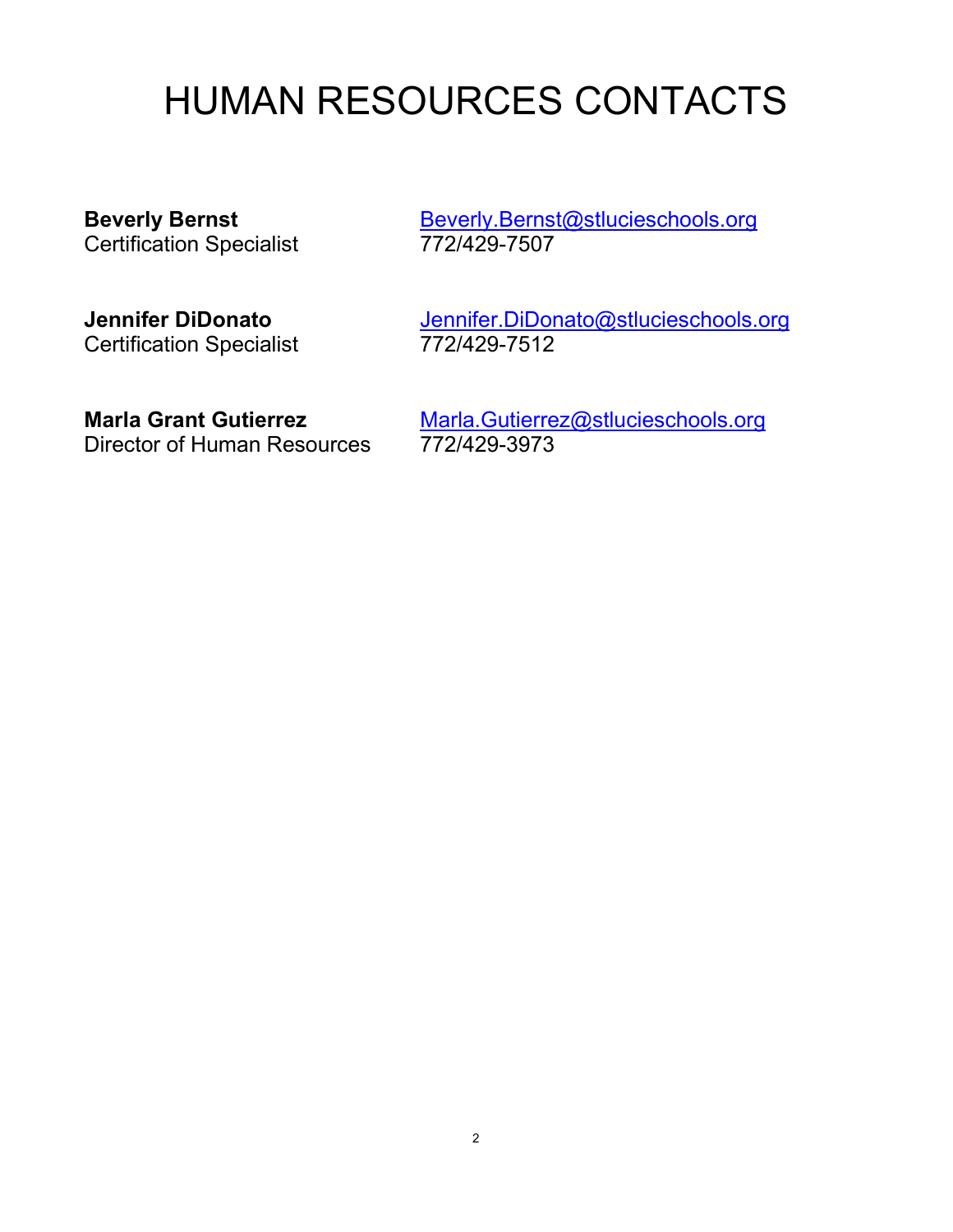# HUMAN RESOURCES CONTACTS

**Beverly Bernst**
Certification Specialist
Beverly.Bernst@stlucieschools.org
772/429-7507

**Jennifer DiDonato**
Certification Specialist
Jennifer.DiDonato@stlucieschools.org
772/429-7512

**Marla Grant Gutierrez**
Director of Human Resources
Marla.Gutierrez@stlucieschools.org
772/429-3973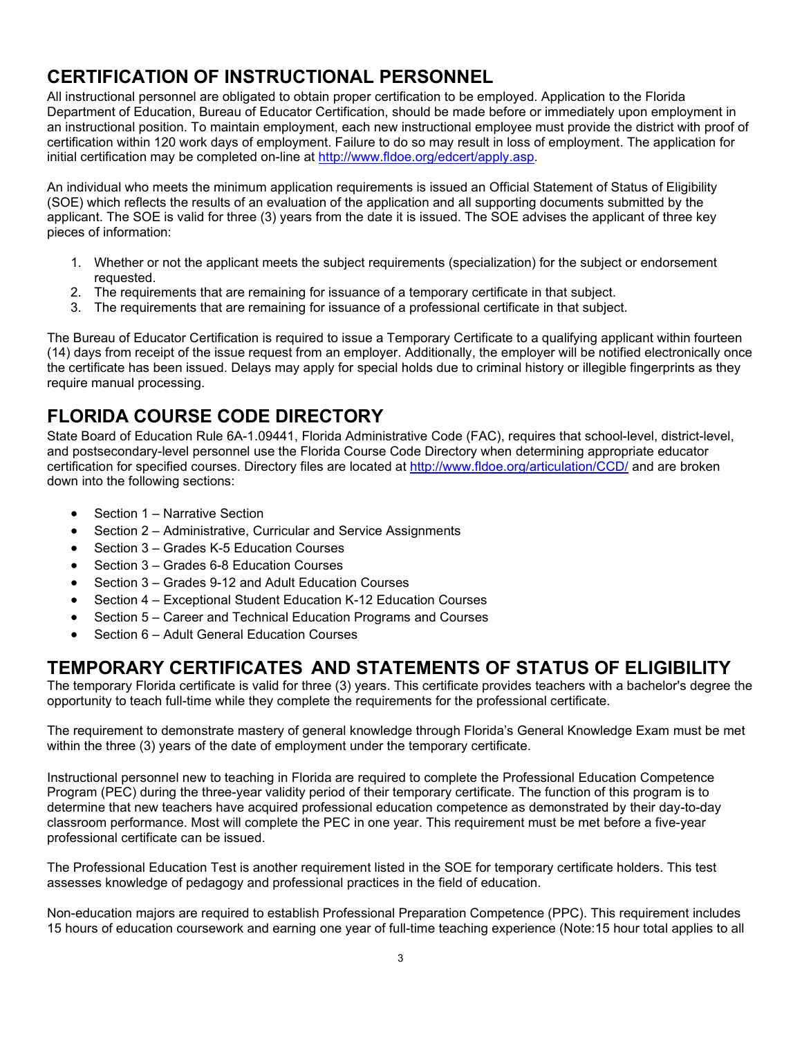## CERTIFICATION OF INSTRUCTIONAL PERSONNEL

All instructional personnel are obligated to obtain proper certification to be employed. Application to the Florida Department of Education, Bureau of Educator Certification, should be made before or immediately upon employment in an instructional position. To maintain employment, each new instructional employee must provide the district with proof of certification within 120 work days of employment. Failure to do so may result in loss of employment. The application for initial certification may be completed on-line at http://www.fldoe.org/edcert/apply.asp.

An individual who meets the minimum application requirements is issued an Official Statement of Status of Eligibility (SOE) which reflects the results of an evaluation of the application and all supporting documents submitted by the applicant. The SOE is valid for three (3) years from the date it is issued. The SOE advises the applicant of three key pieces of information:

1. Whether or not the applicant meets the subject requirements (specialization) for the subject or endorsement requested.
2. The requirements that are remaining for issuance of a temporary certificate in that subject.
3. The requirements that are remaining for issuance of a professional certificate in that subject.

The Bureau of Educator Certification is required to issue a Temporary Certificate to a qualifying applicant within fourteen (14) days from receipt of the issue request from an employer. Additionally, the employer will be notified electronically once the certificate has been issued. Delays may apply for special holds due to criminal history or illegible fingerprints as they require manual processing.

## FLORIDA COURSE CODE DIRECTORY

State Board of Education Rule 6A-1.09441, Florida Administrative Code (FAC), requires that school-level, district-level, and postsecondary-level personnel use the Florida Course Code Directory when determining appropriate educator certification for specified courses. Directory files are located at http://www.fldoe.org/articulation/CCD/ and are broken down into the following sections:

- Section 1 – Narrative Section
- Section 2 – Administrative, Curricular and Service Assignments
- Section 3 – Grades K-5 Education Courses
- Section 3 – Grades 6-8 Education Courses
- Section 3 – Grades 9-12 and Adult Education Courses
- Section 4 – Exceptional Student Education K-12 Education Courses
- Section 5 – Career and Technical Education Programs and Courses
- Section 6 – Adult General Education Courses

## TEMPORARY CERTIFICATES AND STATEMENTS OF STATUS OF ELIGIBILITY

The temporary Florida certificate is valid for three (3) years. This certificate provides teachers with a bachelor's degree the opportunity to teach full-time while they complete the requirements for the professional certificate.

The requirement to demonstrate mastery of general knowledge through Florida's General Knowledge Exam must be met within the three (3) years of the date of employment under the temporary certificate.

Instructional personnel new to teaching in Florida are required to complete the Professional Education Competence Program (PEC) during the three-year validity period of their temporary certificate. The function of this program is to determine that new teachers have acquired professional education competence as demonstrated by their day-to-day classroom performance. Most will complete the PEC in one year. This requirement must be met before a five-year professional certificate can be issued.

The Professional Education Test is another requirement listed in the SOE for temporary certificate holders. This test assesses knowledge of pedagogy and professional practices in the field of education.

Non-education majors are required to establish Professional Preparation Competence (PPC). This requirement includes 15 hours of education coursework and earning one year of full-time teaching experience (Note:15 hour total applies to all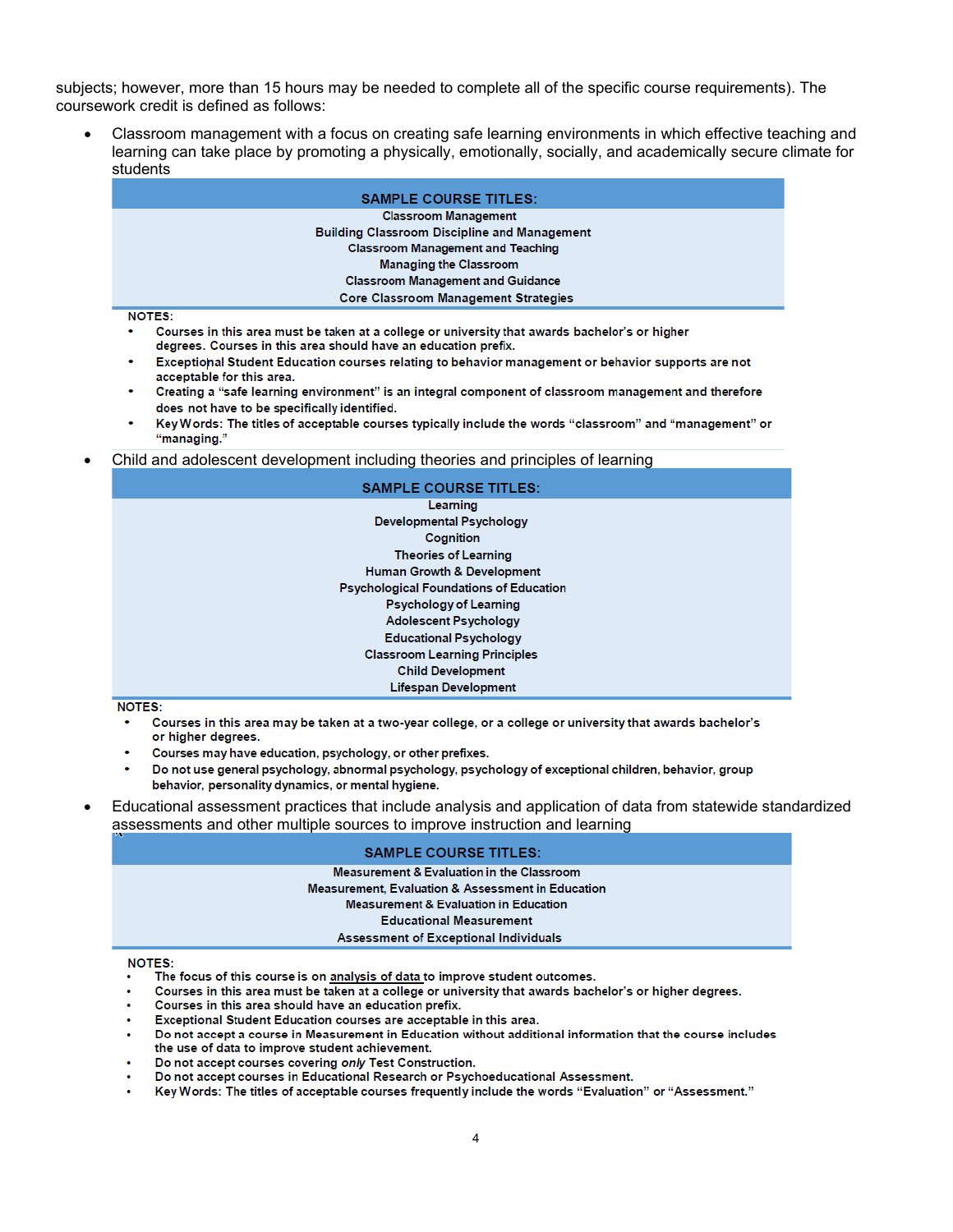subjects; however, more than 15 hours may be needed to complete all of the specific course requirements). The coursework credit is defined as follows:

- Classroom management with a focus on creating safe learning environments in which effective teaching and learning can take place by promoting a physically, emotionally, socially, and academically secure climate for students

| SAMPLE COURSE TITLES: |
|---|
| Classroom Management |
| Building Classroom Discipline and Management |
| Classroom Management and Teaching |
| Managing the Classroom |
| Classroom Management and Guidance |
| Core Classroom Management Strategies |

NOTES:

- Courses in this area must be taken at a college or university that awards bachelor's or higher degrees. Courses in this area should have an education prefix.
- Exceptional Student Education courses relating to behavior management or behavior supports are not acceptable for this area.
- Creating a "safe learning environment" is an integral component of classroom management and therefore does not have to be specifically identified.
- Key Words: The titles of acceptable courses typically include the words "classroom" and "management" or "managing."

- Child and adolescent development including theories and principles of learning

| SAMPLE COURSE TITLES: |
|---|
| Learning |
| Developmental Psychology |
| Cognition |
| Theories of Learning |
| Human Growth & Development |
| Psychological Foundations of Education |
| Psychology of Learning |
| Adolescent Psychology |
| Educational Psychology |
| Classroom Learning Principles |
| Child Development |
| Lifespan Development |

NOTES:

- Courses in this area may be taken at a two-year college, or a college or university that awards bachelor's or higher degrees.
- Courses may have education, psychology, or other prefixes.
- Do not use general psychology, abnormal psychology, psychology of exceptional children, behavior, group behavior, personality dynamics, or mental hygiene.

- Educational assessment practices that include analysis and application of data from statewide standardized assessments and other multiple sources to improve instruction and learning

| SAMPLE COURSE TITLES: |
|---|
| Measurement & Evaluation in the Classroom |
| Measurement, Evaluation & Assessment in Education |
| Measurement & Evaluation in Education |
| Educational Measurement |
| Assessment of Exceptional Individuals |

NOTES:

- The focus of this course is on analysis of data to improve student outcomes.
- Courses in this area must be taken at a college or university that awards bachelor's or higher degrees.
- Courses in this area should have an education prefix.
- Exceptional Student Education courses are acceptable in this area.
- Do not accept a course in Measurement in Education without additional information that the course includes the use of data to improve student achievement.
- Do not accept courses covering *only* Test Construction.
- Do not accept courses in Educational Research or Psychoeducational Assessment.
- Key Words: The titles of acceptable courses frequently include the words "Evaluation" or "Assessment."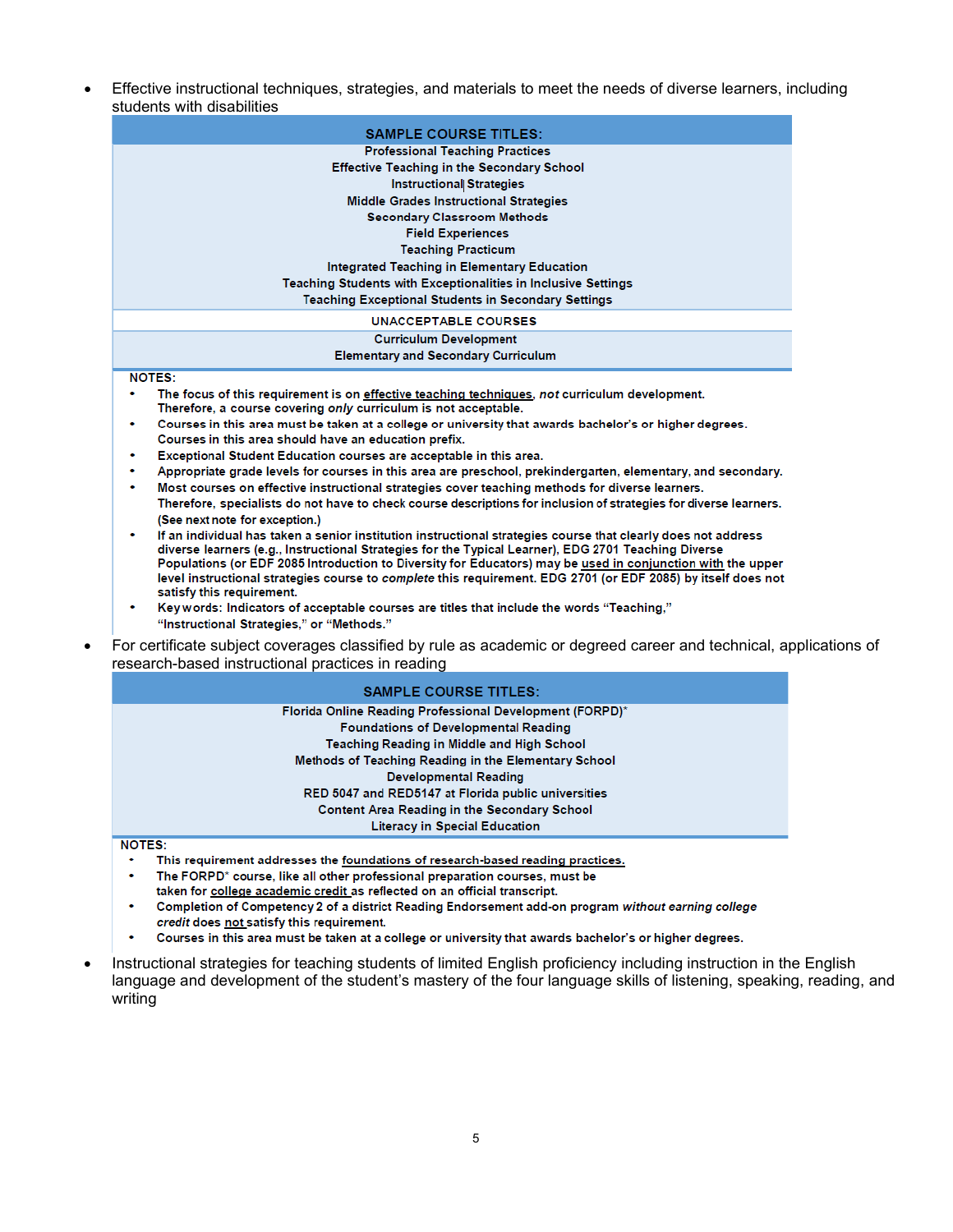- Effective instructional techniques, strategies, and materials to meet the needs of diverse learners, including students with disabilities

| SAMPLE COURSE TITLES: |
|---|
| Professional Teaching Practices |
| Effective Teaching in the Secondary School |
| Instructional Strategies |
| Middle Grades Instructional Strategies |
| Secondary Classroom Methods |
| Field Experiences |
| Teaching Practicum |
| Integrated Teaching in Elementary Education |
| Teaching Students with Exceptionalities in Inclusive Settings |
| Teaching Exceptional Students in Secondary Settings |
| UNACCEPTABLE COURSES |
| Curriculum Development |
| Elementary and Secondary Curriculum |

NOTES:

- The focus of this requirement is on effective teaching techniques, *not* curriculum development. Therefore, a course covering *only* curriculum is not acceptable.
- Courses in this area must be taken at a college or university that awards bachelor's or higher degrees. Courses in this area should have an education prefix.
- Exceptional Student Education courses are acceptable in this area.
- Appropriate grade levels for courses in this area are preschool, prekindergarten, elementary, and secondary.
- Most courses on effective instructional strategies cover teaching methods for diverse learners. Therefore, specialists do not have to check course descriptions for inclusion of strategies for diverse learners. (See next note for exception.)
- If an individual has taken a senior institution instructional strategies course that clearly does not address diverse learners (e.g., Instructional Strategies for the Typical Learner), EDG 2701 Teaching Diverse Populations (or EDF 2085 Introduction to Diversity for Educators) may be used in conjunction with the upper level instructional strategies course to *complete* this requirement. EDG 2701 (or EDF 2085) by itself does not satisfy this requirement.
- Key words: Indicators of acceptable courses are titles that include the words "Teaching," "Instructional Strategies," or "Methods."

- For certificate subject coverages classified by rule as academic or degreed career and technical, applications of research-based instructional practices in reading

| SAMPLE COURSE TITLES: |
|---|
| Florida Online Reading Professional Development (FORPD)* |
| Foundations of Developmental Reading |
| Teaching Reading in Middle and High School |
| Methods of Teaching Reading in the Elementary School |
| Developmental Reading |
| RED 5047 and RED5147 at Florida public universities |
| Content Area Reading in the Secondary School |
| Literacy in Special Education |

NOTES:

- This requirement addresses the foundations of research-based reading practices.
- The FORPD* course, like all other professional preparation courses, must be taken for college academic credit as reflected on an official transcript.
- Completion of Competency 2 of a district Reading Endorsement add-on program *without earning college credit* does not satisfy this requirement.
- Courses in this area must be taken at a college or university that awards bachelor's or higher degrees.

- Instructional strategies for teaching students of limited English proficiency including instruction in the English language and development of the student's mastery of the four language skills of listening, speaking, reading, and writing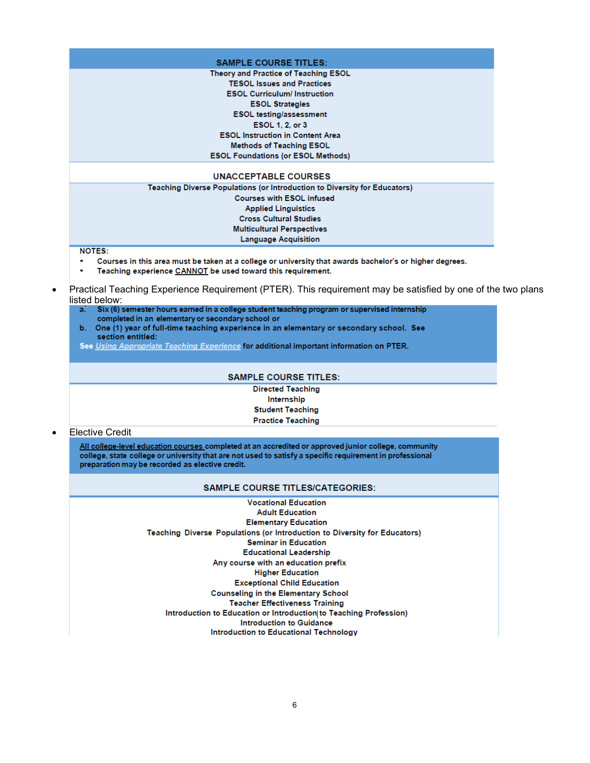| SAMPLE COURSE TITLES: |
|---|
| Theory and Practice of Teaching ESOL |
| TESOL Issues and Practices |
| ESOL Curriculum/ Instruction |
| ESOL Strategies |
| ESOL testing/assessment |
| ESOL 1, 2, or 3 |
| ESOL Instruction in Content Area |
| Methods of Teaching ESOL |
| ESOL Foundations (or ESOL Methods) |

| UNACCEPTABLE COURSES |
|---|
| Teaching Diverse Populations (or Introduction to Diversity for Educators) |
| Courses with ESOL infused |
| Applied Linguistics |
| Cross Cultural Studies |
| Multicultural Perspectives |
| Language Acquisition |

NOTES:
- Courses in this area must be taken at a college or university that awards bachelor's or higher degrees.
- Teaching experience CANNOT be used toward this requirement.

- Practical Teaching Experience Requirement (PTER). This requirement may be satisfied by one of the two plans listed below:

  a. Six (6) semester hours earned in a college student teaching program or supervised internship completed in an elementary or secondary school or
  b. One (1) year of full-time teaching experience in an elementary or secondary school. See section entitled:

  See *Using Appropriate Teaching Experience* for additional important information on PTER.

| SAMPLE COURSE TITLES: |
|---|
| Directed Teaching |
| Internship |
| Student Teaching |
| Practice Teaching |

- Elective Credit

  All college-level education courses completed at an accredited or approved junior college, community college, state college or university that are not used to satisfy a specific requirement in professional preparation may be recorded as elective credit.

| SAMPLE COURSE TITLES/CATEGORIES: |
|---|
| Vocational Education |
| Adult Education |
| Elementary Education |
| Teaching Diverse Populations (or Introduction to Diversity for Educators) |
| Seminar in Education |
| Educational Leadership |
| Any course with an education prefix |
| Higher Education |
| Exceptional Child Education |
| Counseling in the Elementary School |
| Teacher Effectiveness Training |
| Introduction to Education or Introduction to Teaching Profession) |
| Introduction to Guidance |
| Introduction to Educational Technology |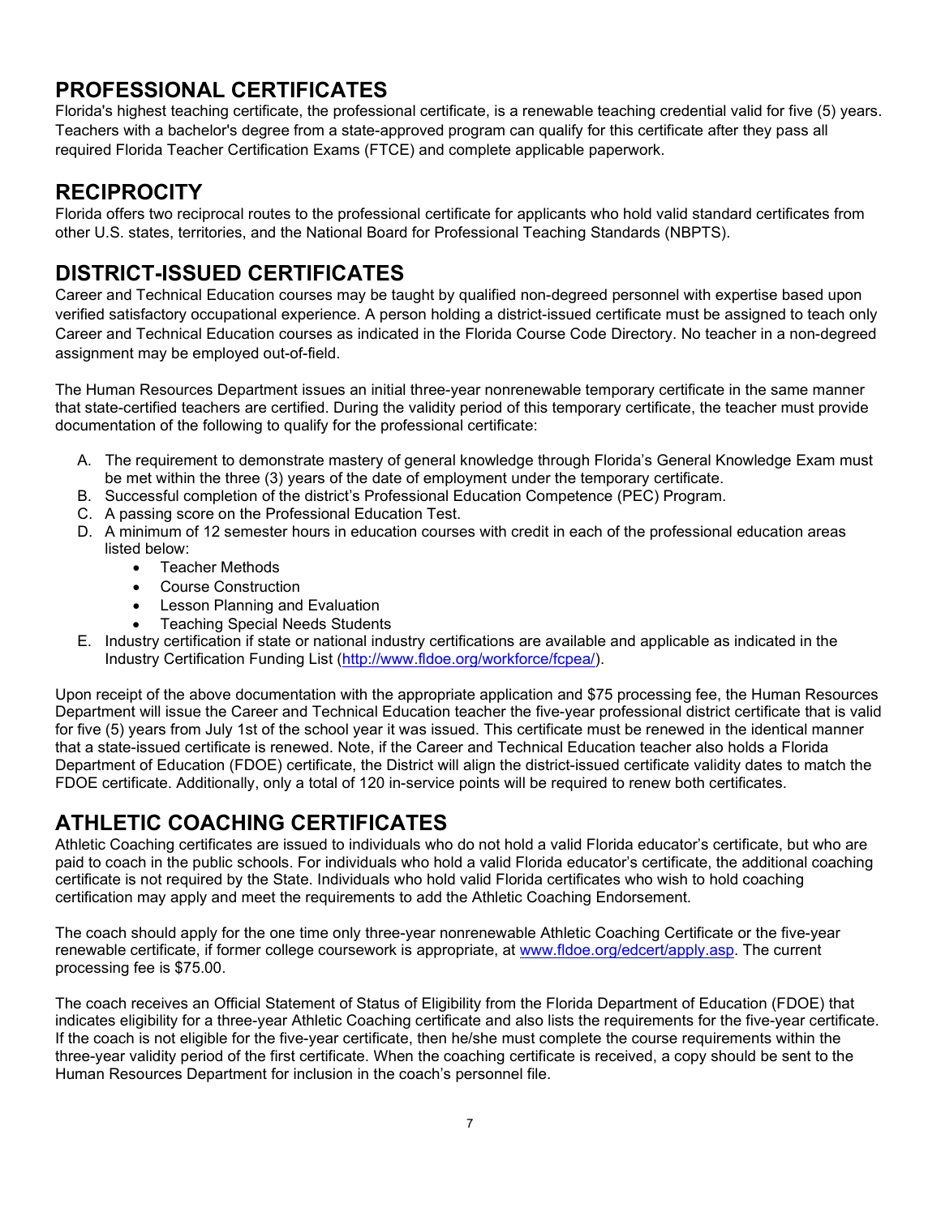## PROFESSIONAL CERTIFICATES

Florida's highest teaching certificate, the professional certificate, is a renewable teaching credential valid for five (5) years. Teachers with a bachelor's degree from a state-approved program can qualify for this certificate after they pass all required Florida Teacher Certification Exams (FTCE) and complete applicable paperwork.

## RECIPROCITY

Florida offers two reciprocal routes to the professional certificate for applicants who hold valid standard certificates from other U.S. states, territories, and the National Board for Professional Teaching Standards (NBPTS).

## DISTRICT-ISSUED CERTIFICATES

Career and Technical Education courses may be taught by qualified non-degreed personnel with expertise based upon verified satisfactory occupational experience. A person holding a district-issued certificate must be assigned to teach only Career and Technical Education courses as indicated in the Florida Course Code Directory. No teacher in a non-degreed assignment may be employed out-of-field.

The Human Resources Department issues an initial three-year nonrenewable temporary certificate in the same manner that state-certified teachers are certified. During the validity period of this temporary certificate, the teacher must provide documentation of the following to qualify for the professional certificate:

A. The requirement to demonstrate mastery of general knowledge through Florida's General Knowledge Exam must be met within the three (3) years of the date of employment under the temporary certificate.
B. Successful completion of the district's Professional Education Competence (PEC) Program.
C. A passing score on the Professional Education Test.
D. A minimum of 12 semester hours in education courses with credit in each of the professional education areas listed below:
   - Teacher Methods
   - Course Construction
   - Lesson Planning and Evaluation
   - Teaching Special Needs Students
E. Industry certification if state or national industry certifications are available and applicable as indicated in the Industry Certification Funding List (http://www.fldoe.org/workforce/fcpea/).

Upon receipt of the above documentation with the appropriate application and $75 processing fee, the Human Resources Department will issue the Career and Technical Education teacher the five-year professional district certificate that is valid for five (5) years from July 1st of the school year it was issued. This certificate must be renewed in the identical manner that a state-issued certificate is renewed. Note, if the Career and Technical Education teacher also holds a Florida Department of Education (FDOE) certificate, the District will align the district-issued certificate validity dates to match the FDOE certificate. Additionally, only a total of 120 in-service points will be required to renew both certificates.

## ATHLETIC COACHING CERTIFICATES

Athletic Coaching certificates are issued to individuals who do not hold a valid Florida educator's certificate, but who are paid to coach in the public schools. For individuals who hold a valid Florida educator's certificate, the additional coaching certificate is not required by the State. Individuals who hold valid Florida certificates who wish to hold coaching certification may apply and meet the requirements to add the Athletic Coaching Endorsement.

The coach should apply for the one time only three-year nonrenewable Athletic Coaching Certificate or the five-year renewable certificate, if former college coursework is appropriate, at www.fldoe.org/edcert/apply.asp. The current processing fee is $75.00.

The coach receives an Official Statement of Status of Eligibility from the Florida Department of Education (FDOE) that indicates eligibility for a three-year Athletic Coaching certificate and also lists the requirements for the five-year certificate. If the coach is not eligible for the five-year certificate, then he/she must complete the course requirements within the three-year validity period of the first certificate. When the coaching certificate is received, a copy should be sent to the Human Resources Department for inclusion in the coach's personnel file.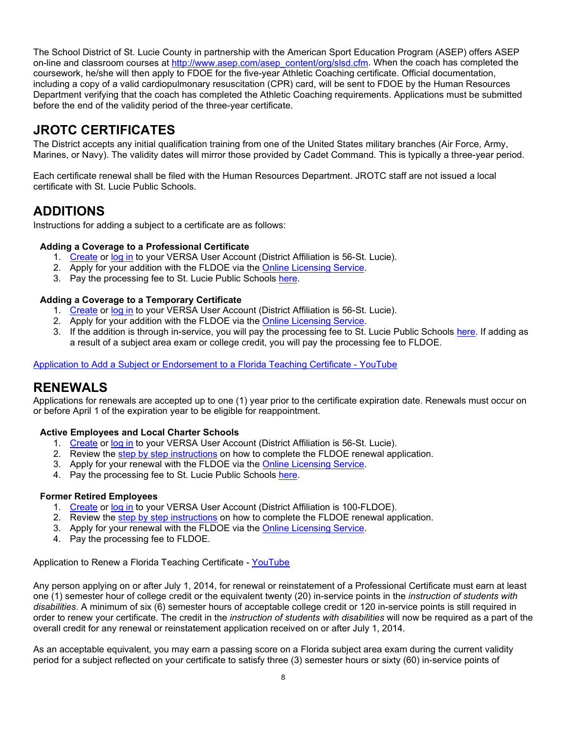The School District of St. Lucie County in partnership with the American Sport Education Program (ASEP) offers ASEP on-line and classroom courses at [http://www.asep.com/asep_content/org/slsd.cfm](http://www.asep.com/asep_content/org/slsd.cfm). When the coach has completed the coursework, he/she will then apply to FDOE for the five-year Athletic Coaching certificate. Official documentation, including a copy of a valid cardiopulmonary resuscitation (CPR) card, will be sent to FDOE by the Human Resources Department verifying that the coach has completed the Athletic Coaching requirements. Applications must be submitted before the end of the validity period of the three-year certificate.

## JROTC CERTIFICATES

The District accepts any initial qualification training from one of the United States military branches (Air Force, Army, Marines, or Navy). The validity dates will mirror those provided by Cadet Command. This is typically a three-year period.

Each certificate renewal shall be filed with the Human Resources Department. JROTC staff are not issued a local certificate with St. Lucie Public Schools.

## ADDITIONS

Instructions for adding a subject to a certificate are as follows:

### Adding a Coverage to a Professional Certificate

1. Create or log in to your VERSA User Account (District Affiliation is 56-St. Lucie).
2. Apply for your addition with the FLDOE via the Online Licensing Service.
3. Pay the processing fee to St. Lucie Public Schools here.

### Adding a Coverage to a Temporary Certificate

1. Create or log in to your VERSA User Account (District Affiliation is 56-St. Lucie).
2. Apply for your addition with the FLDOE via the Online Licensing Service.
3. If the addition is through in-service, you will pay the processing fee to St. Lucie Public Schools here. If adding as a result of a subject area exam or college credit, you will pay the processing fee to FLDOE.

Application to Add a Subject or Endorsement to a Florida Teaching Certificate - YouTube

## RENEWALS

Applications for renewals are accepted up to one (1) year prior to the certificate expiration date. Renewals must occur on or before April 1 of the expiration year to be eligible for reappointment.

### Active Employees and Local Charter Schools

1. Create or log in to your VERSA User Account (District Affiliation is 56-St. Lucie).
2. Review the step by step instructions on how to complete the FLDOE renewal application.
3. Apply for your renewal with the FLDOE via the Online Licensing Service.
4. Pay the processing fee to St. Lucie Public Schools here.

### Former Retired Employees

1. Create or log in to your VERSA User Account (District Affiliation is 100-FLDOE).
2. Review the step by step instructions on how to complete the FLDOE renewal application.
3. Apply for your renewal with the FLDOE via the Online Licensing Service.
4. Pay the processing fee to FLDOE.

Application to Renew a Florida Teaching Certificate - YouTube

Any person applying on or after July 1, 2014, for renewal or reinstatement of a Professional Certificate must earn at least one (1) semester hour of college credit or the equivalent twenty (20) in-service points in the *instruction of students with disabilities*. A minimum of six (6) semester hours of acceptable college credit or 120 in-service points is still required in order to renew your certificate. The credit in the *instruction of students with disabilities* will now be required as a part of the overall credit for any renewal or reinstatement application received on or after July 1, 2014.

As an acceptable equivalent, you may earn a passing score on a Florida subject area exam during the current validity period for a subject reflected on your certificate to satisfy three (3) semester hours or sixty (60) in-service points of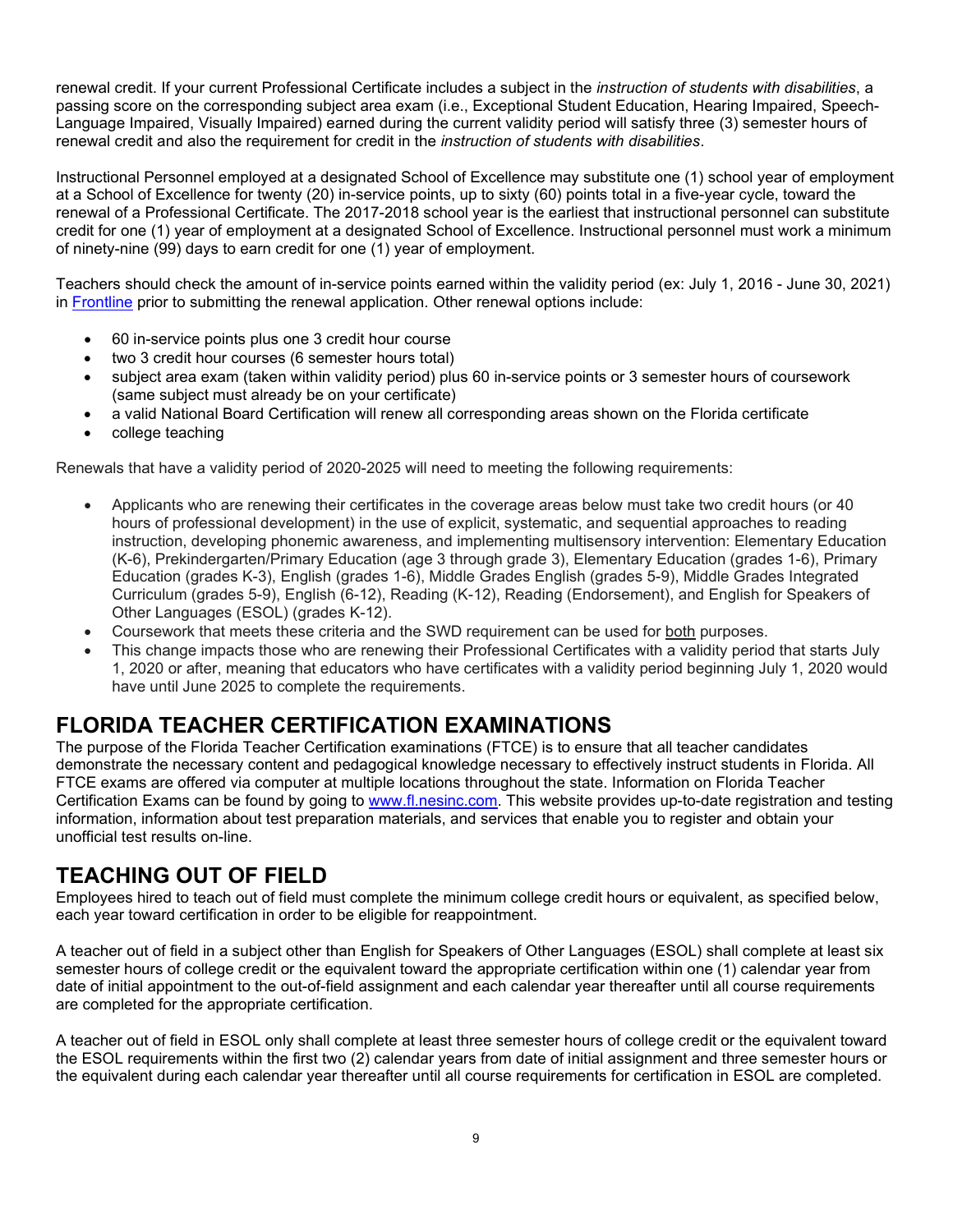renewal credit. If your current Professional Certificate includes a subject in the *instruction of students with disabilities*, a passing score on the corresponding subject area exam (i.e., Exceptional Student Education, Hearing Impaired, Speech-Language Impaired, Visually Impaired) earned during the current validity period will satisfy three (3) semester hours of renewal credit and also the requirement for credit in the *instruction of students with disabilities*.

Instructional Personnel employed at a designated School of Excellence may substitute one (1) school year of employment at a School of Excellence for twenty (20) in-service points, up to sixty (60) points total in a five-year cycle, toward the renewal of a Professional Certificate. The 2017-2018 school year is the earliest that instructional personnel can substitute credit for one (1) year of employment at a designated School of Excellence. Instructional personnel must work a minimum of ninety-nine (99) days to earn credit for one (1) year of employment.

Teachers should check the amount of in-service points earned within the validity period (ex: July 1, 2016 - June 30, 2021) in [Frontline](Frontline) prior to submitting the renewal application. Other renewal options include:

- 60 in-service points plus one 3 credit hour course
- two 3 credit hour courses (6 semester hours total)
- subject area exam (taken within validity period) plus 60 in-service points or 3 semester hours of coursework (same subject must already be on your certificate)
- a valid National Board Certification will renew all corresponding areas shown on the Florida certificate
- college teaching

Renewals that have a validity period of 2020-2025 will need to meeting the following requirements:

- Applicants who are renewing their certificates in the coverage areas below must take two credit hours (or 40 hours of professional development) in the use of explicit, systematic, and sequential approaches to reading instruction, developing phonemic awareness, and implementing multisensory intervention: Elementary Education (K-6), Prekindergarten/Primary Education (age 3 through grade 3), Elementary Education (grades 1-6), Primary Education (grades K-3), English (grades 1-6), Middle Grades English (grades 5-9), Middle Grades Integrated Curriculum (grades 5-9), English (6-12), Reading (K-12), Reading (Endorsement), and English for Speakers of Other Languages (ESOL) (grades K-12).
- Coursework that meets these criteria and the SWD requirement can be used for both purposes.
- This change impacts those who are renewing their Professional Certificates with a validity period that starts July 1, 2020 or after, meaning that educators who have certificates with a validity period beginning July 1, 2020 would have until June 2025 to complete the requirements.

## FLORIDA TEACHER CERTIFICATION EXAMINATIONS

The purpose of the Florida Teacher Certification examinations (FTCE) is to ensure that all teacher candidates demonstrate the necessary content and pedagogical knowledge necessary to effectively instruct students in Florida. All FTCE exams are offered via computer at multiple locations throughout the state. Information on Florida Teacher Certification Exams can be found by going to [www.fl.nesinc.com](www.fl.nesinc.com). This website provides up-to-date registration and testing information, information about test preparation materials, and services that enable you to register and obtain your unofficial test results on-line.

## TEACHING OUT OF FIELD

Employees hired to teach out of field must complete the minimum college credit hours or equivalent, as specified below, each year toward certification in order to be eligible for reappointment.

A teacher out of field in a subject other than English for Speakers of Other Languages (ESOL) shall complete at least six semester hours of college credit or the equivalent toward the appropriate certification within one (1) calendar year from date of initial appointment to the out-of-field assignment and each calendar year thereafter until all course requirements are completed for the appropriate certification.

A teacher out of field in ESOL only shall complete at least three semester hours of college credit or the equivalent toward the ESOL requirements within the first two (2) calendar years from date of initial assignment and three semester hours or the equivalent during each calendar year thereafter until all course requirements for certification in ESOL are completed.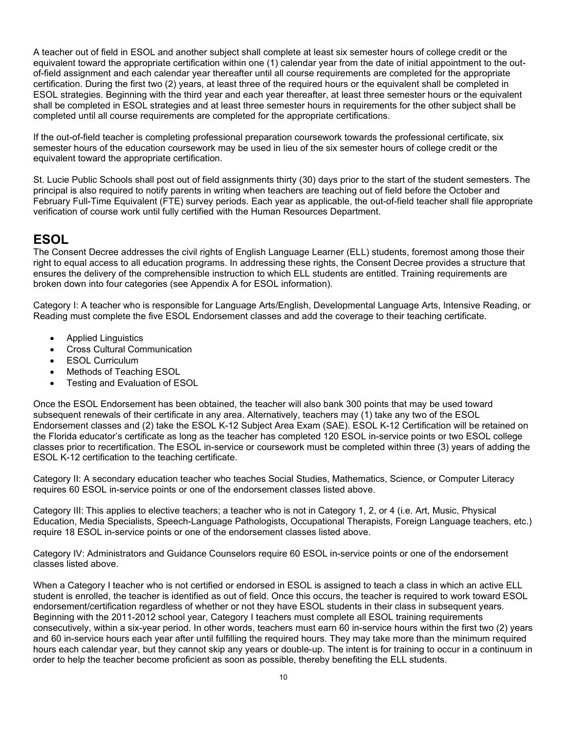A teacher out of field in ESOL and another subject shall complete at least six semester hours of college credit or the equivalent toward the appropriate certification within one (1) calendar year from the date of initial appointment to the out-of-field assignment and each calendar year thereafter until all course requirements are completed for the appropriate certification. During the first two (2) years, at least three of the required hours or the equivalent shall be completed in ESOL strategies. Beginning with the third year and each year thereafter, at least three semester hours or the equivalent shall be completed in ESOL strategies and at least three semester hours in requirements for the other subject shall be completed until all course requirements are completed for the appropriate certifications.

If the out-of-field teacher is completing professional preparation coursework towards the professional certificate, six semester hours of the education coursework may be used in lieu of the six semester hours of college credit or the equivalent toward the appropriate certification.

St. Lucie Public Schools shall post out of field assignments thirty (30) days prior to the start of the student semesters. The principal is also required to notify parents in writing when teachers are teaching out of field before the October and February Full-Time Equivalent (FTE) survey periods. Each year as applicable, the out-of-field teacher shall file appropriate verification of course work until fully certified with the Human Resources Department.

## ESOL

The Consent Decree addresses the civil rights of English Language Learner (ELL) students, foremost among those their right to equal access to all education programs. In addressing these rights, the Consent Decree provides a structure that ensures the delivery of the comprehensible instruction to which ELL students are entitled. Training requirements are broken down into four categories (see Appendix A for ESOL information).

Category I: A teacher who is responsible for Language Arts/English, Developmental Language Arts, Intensive Reading, or Reading must complete the five ESOL Endorsement classes and add the coverage to their teaching certificate.

- Applied Linguistics
- Cross Cultural Communication
- ESOL Curriculum
- Methods of Teaching ESOL
- Testing and Evaluation of ESOL

Once the ESOL Endorsement has been obtained, the teacher will also bank 300 points that may be used toward subsequent renewals of their certificate in any area. Alternatively, teachers may (1) take any two of the ESOL Endorsement classes and (2) take the ESOL K-12 Subject Area Exam (SAE). ESOL K-12 Certification will be retained on the Florida educator's certificate as long as the teacher has completed 120 ESOL in-service points or two ESOL college classes prior to recertification. The ESOL in-service or coursework must be completed within three (3) years of adding the ESOL K-12 certification to the teaching certificate.

Category II: A secondary education teacher who teaches Social Studies, Mathematics, Science, or Computer Literacy requires 60 ESOL in-service points or one of the endorsement classes listed above.

Category III: This applies to elective teachers; a teacher who is not in Category 1, 2, or 4 (i.e. Art, Music, Physical Education, Media Specialists, Speech-Language Pathologists, Occupational Therapists, Foreign Language teachers, etc.) require 18 ESOL in-service points or one of the endorsement classes listed above.

Category IV: Administrators and Guidance Counselors require 60 ESOL in-service points or one of the endorsement classes listed above.

When a Category I teacher who is not certified or endorsed in ESOL is assigned to teach a class in which an active ELL student is enrolled, the teacher is identified as out of field. Once this occurs, the teacher is required to work toward ESOL endorsement/certification regardless of whether or not they have ESOL students in their class in subsequent years. Beginning with the 2011-2012 school year, Category I teachers must complete all ESOL training requirements consecutively, within a six-year period. In other words, teachers must earn 60 in-service hours within the first two (2) years and 60 in-service hours each year after until fulfilling the required hours. They may take more than the minimum required hours each calendar year, but they cannot skip any years or double-up. The intent is for training to occur in a continuum in order to help the teacher become proficient as soon as possible, thereby benefiting the ELL students.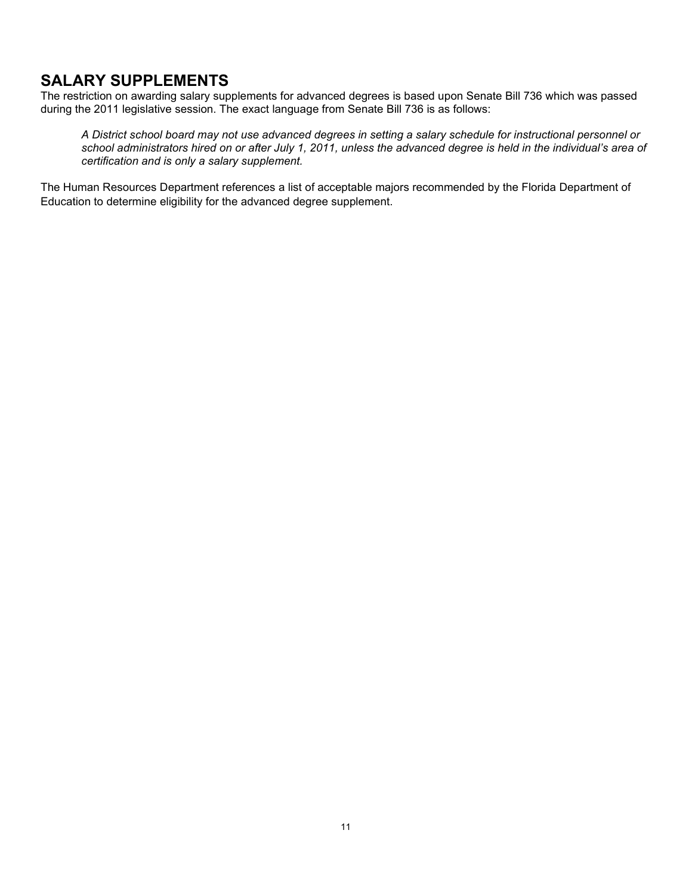## SALARY SUPPLEMENTS

The restriction on awarding salary supplements for advanced degrees is based upon Senate Bill 736 which was passed during the 2011 legislative session. The exact language from Senate Bill 736 is as follows:

> *A District school board may not use advanced degrees in setting a salary schedule for instructional personnel or school administrators hired on or after July 1, 2011, unless the advanced degree is held in the individual's area of certification and is only a salary supplement.*

The Human Resources Department references a list of acceptable majors recommended by the Florida Department of Education to determine eligibility for the advanced degree supplement.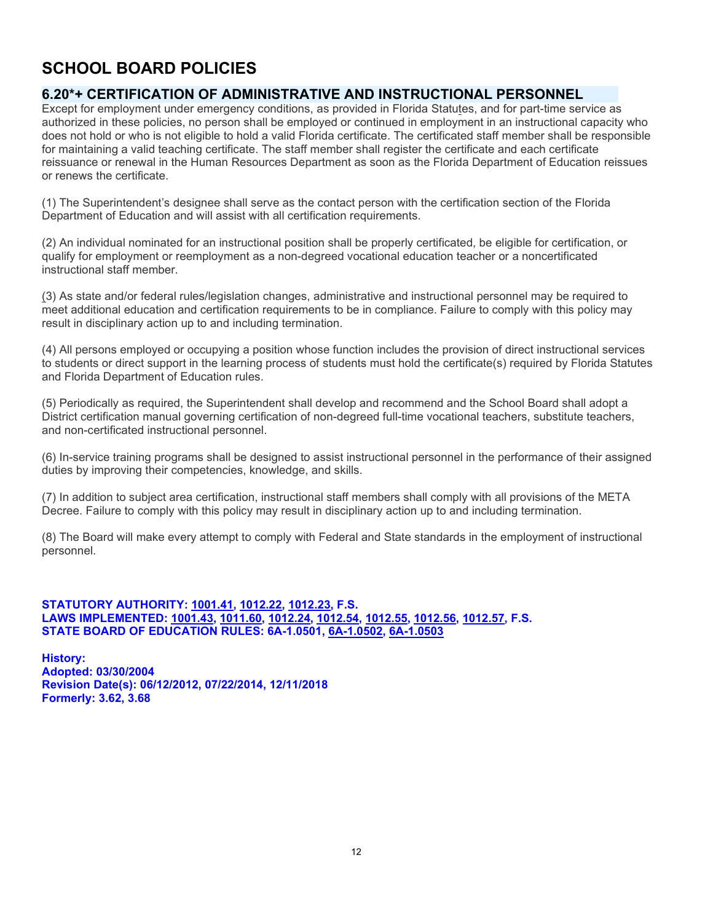# SCHOOL BOARD POLICIES

## 6.20*+ CERTIFICATION OF ADMINISTRATIVE AND INSTRUCTIONAL PERSONNEL

Except for employment under emergency conditions, as provided in Florida Statutes, and for part-time service as authorized in these policies, no person shall be employed or continued in employment in an instructional capacity who does not hold or who is not eligible to hold a valid Florida certificate. The certificated staff member shall be responsible for maintaining a valid teaching certificate. The staff member shall register the certificate and each certificate reissuance or renewal in the Human Resources Department as soon as the Florida Department of Education reissues or renews the certificate.

(1) The Superintendent's designee shall serve as the contact person with the certification section of the Florida Department of Education and will assist with all certification requirements.

(2) An individual nominated for an instructional position shall be properly certificated, be eligible for certification, or qualify for employment or reemployment as a non-degreed vocational education teacher or a noncertificated instructional staff member.

(3) As state and/or federal rules/legislation changes, administrative and instructional personnel may be required to meet additional education and certification requirements to be in compliance. Failure to comply with this policy may result in disciplinary action up to and including termination.

(4) All persons employed or occupying a position whose function includes the provision of direct instructional services to students or direct support in the learning process of students must hold the certificate(s) required by Florida Statutes and Florida Department of Education rules.

(5) Periodically as required, the Superintendent shall develop and recommend and the School Board shall adopt a District certification manual governing certification of non-degreed full-time vocational teachers, substitute teachers, and non-certificated instructional personnel.

(6) In-service training programs shall be designed to assist instructional personnel in the performance of their assigned duties by improving their competencies, knowledge, and skills.

(7) In addition to subject area certification, instructional staff members shall comply with all provisions of the META Decree. Failure to comply with this policy may result in disciplinary action up to and including termination.

(8) The Board will make every attempt to comply with Federal and State standards in the employment of instructional personnel.

**STATUTORY AUTHORITY: 1001.41, 1012.22, 1012.23, F.S.**
**LAWS IMPLEMENTED: 1001.43, 1011.60, 1012.24, 1012.54, 1012.55, 1012.56, 1012.57, F.S.**
**STATE BOARD OF EDUCATION RULES: 6A-1.0501, 6A-1.0502, 6A-1.0503**

**History:**
**Adopted: 03/30/2004**
**Revision Date(s): 06/12/2012, 07/22/2014, 12/11/2018**
**Formerly: 3.62, 3.68**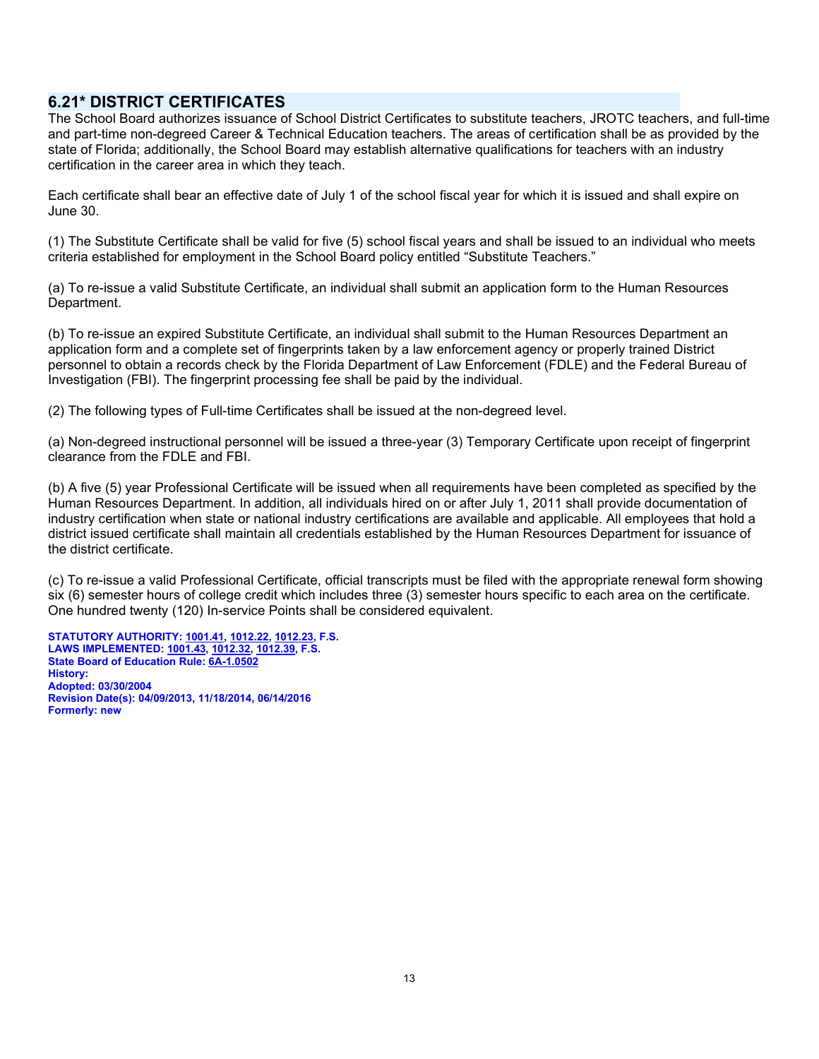## 6.21* DISTRICT CERTIFICATES

The School Board authorizes issuance of School District Certificates to substitute teachers, JROTC teachers, and full-time and part-time non-degreed Career & Technical Education teachers. The areas of certification shall be as provided by the state of Florida; additionally, the School Board may establish alternative qualifications for teachers with an industry certification in the career area in which they teach.

Each certificate shall bear an effective date of July 1 of the school fiscal year for which it is issued and shall expire on June 30.

(1) The Substitute Certificate shall be valid for five (5) school fiscal years and shall be issued to an individual who meets criteria established for employment in the School Board policy entitled "Substitute Teachers."

(a) To re-issue a valid Substitute Certificate, an individual shall submit an application form to the Human Resources Department.

(b) To re-issue an expired Substitute Certificate, an individual shall submit to the Human Resources Department an application form and a complete set of fingerprints taken by a law enforcement agency or properly trained District personnel to obtain a records check by the Florida Department of Law Enforcement (FDLE) and the Federal Bureau of Investigation (FBI). The fingerprint processing fee shall be paid by the individual.

(2) The following types of Full-time Certificates shall be issued at the non-degreed level.

(a) Non-degreed instructional personnel will be issued a three-year (3) Temporary Certificate upon receipt of fingerprint clearance from the FDLE and FBI.

(b) A five (5) year Professional Certificate will be issued when all requirements have been completed as specified by the Human Resources Department. In addition, all individuals hired on or after July 1, 2011 shall provide documentation of industry certification when state or national industry certifications are available and applicable. All employees that hold a district issued certificate shall maintain all credentials established by the Human Resources Department for issuance of the district certificate.

(c) To re-issue a valid Professional Certificate, official transcripts must be filed with the appropriate renewal form showing six (6) semester hours of college credit which includes three (3) semester hours specific to each area on the certificate. One hundred twenty (120) In-service Points shall be considered equivalent.

**STATUTORY AUTHORITY: 1001.41, 1012.22, 1012.23, F.S.**
**LAWS IMPLEMENTED: 1001.43, 1012.32, 1012.39, F.S.**
**State Board of Education Rule: 6A-1.0502**
**History:**
**Adopted: 03/30/2004**
**Revision Date(s): 04/09/2013, 11/18/2014, 06/14/2016**
**Formerly: new**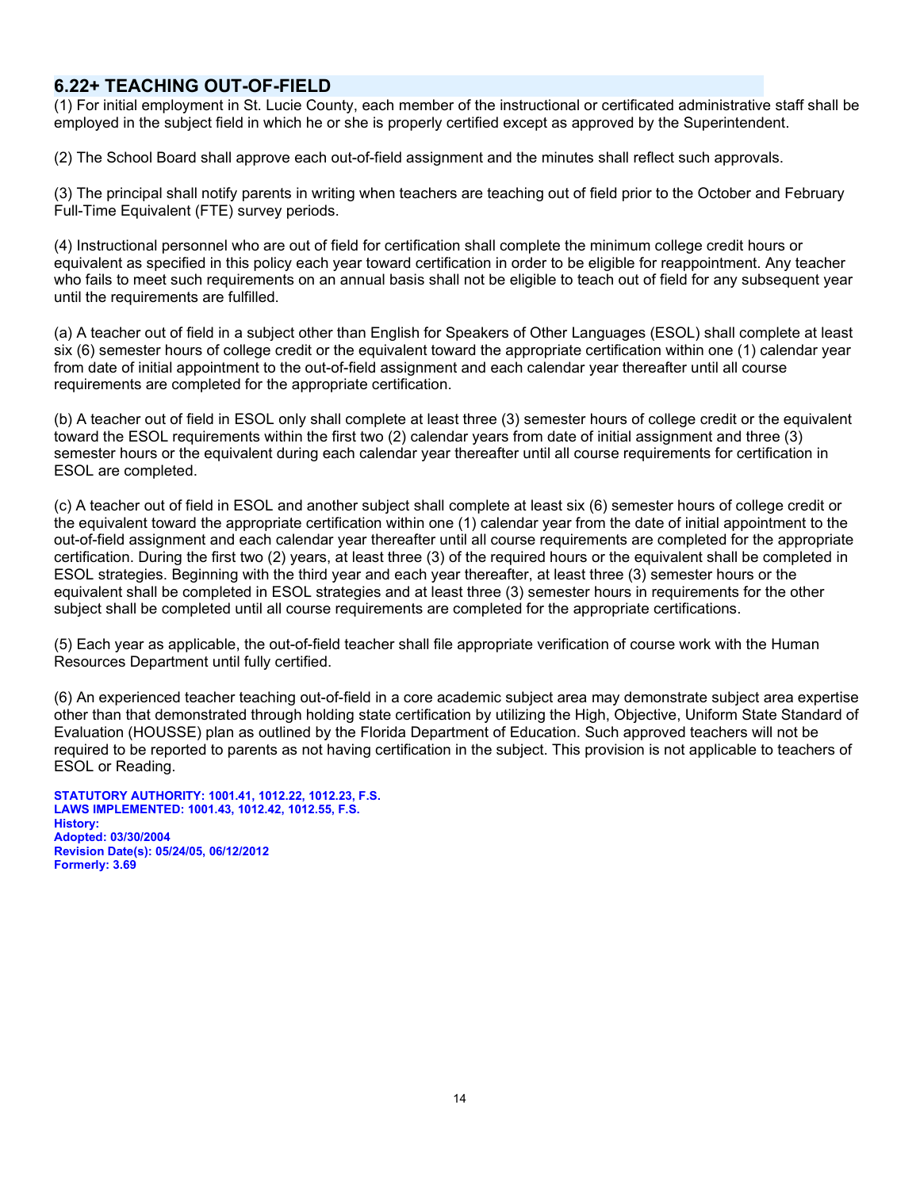## 6.22+ TEACHING OUT-OF-FIELD

(1) For initial employment in St. Lucie County, each member of the instructional or certificated administrative staff shall be employed in the subject field in which he or she is properly certified except as approved by the Superintendent.

(2) The School Board shall approve each out-of-field assignment and the minutes shall reflect such approvals.

(3) The principal shall notify parents in writing when teachers are teaching out of field prior to the October and February Full-Time Equivalent (FTE) survey periods.

(4) Instructional personnel who are out of field for certification shall complete the minimum college credit hours or equivalent as specified in this policy each year toward certification in order to be eligible for reappointment. Any teacher who fails to meet such requirements on an annual basis shall not be eligible to teach out of field for any subsequent year until the requirements are fulfilled.

(a) A teacher out of field in a subject other than English for Speakers of Other Languages (ESOL) shall complete at least six (6) semester hours of college credit or the equivalent toward the appropriate certification within one (1) calendar year from date of initial appointment to the out-of-field assignment and each calendar year thereafter until all course requirements are completed for the appropriate certification.

(b) A teacher out of field in ESOL only shall complete at least three (3) semester hours of college credit or the equivalent toward the ESOL requirements within the first two (2) calendar years from date of initial assignment and three (3) semester hours or the equivalent during each calendar year thereafter until all course requirements for certification in ESOL are completed.

(c) A teacher out of field in ESOL and another subject shall complete at least six (6) semester hours of college credit or the equivalent toward the appropriate certification within one (1) calendar year from the date of initial appointment to the out-of-field assignment and each calendar year thereafter until all course requirements are completed for the appropriate certification. During the first two (2) years, at least three (3) of the required hours or the equivalent shall be completed in ESOL strategies. Beginning with the third year and each year thereafter, at least three (3) semester hours or the equivalent shall be completed in ESOL strategies and at least three (3) semester hours in requirements for the other subject shall be completed until all course requirements are completed for the appropriate certifications.

(5) Each year as applicable, the out-of-field teacher shall file appropriate verification of course work with the Human Resources Department until fully certified.

(6) An experienced teacher teaching out-of-field in a core academic subject area may demonstrate subject area expertise other than that demonstrated through holding state certification by utilizing the High, Objective, Uniform State Standard of Evaluation (HOUSSE) plan as outlined by the Florida Department of Education. Such approved teachers will not be required to be reported to parents as not having certification in the subject. This provision is not applicable to teachers of ESOL or Reading.

**STATUTORY AUTHORITY: 1001.41, 1012.22, 1012.23, F.S.**
**LAWS IMPLEMENTED: 1001.43, 1012.42, 1012.55, F.S.**
**History:**
**Adopted: 03/30/2004**
**Revision Date(s): 05/24/05, 06/12/2012**
**Formerly: 3.69**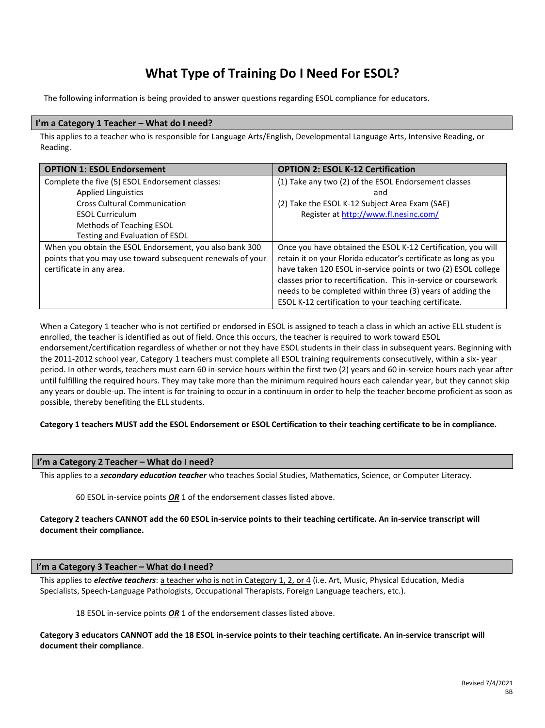# What Type of Training Do I Need For ESOL?

The following information is being provided to answer questions regarding ESOL compliance for educators.

## I'm a Category 1 Teacher – What do I need?

This applies to a teacher who is responsible for Language Arts/English, Developmental Language Arts, Intensive Reading, or Reading.

| OPTION 1: ESOL Endorsement | OPTION 2: ESOL K-12 Certification |
|---|---|
| Complete the five (5) ESOL Endorsement classes:<br>Applied Linguistics<br>Cross Cultural Communication<br>ESOL Curriculum<br>Methods of Teaching ESOL<br>Testing and Evaluation of ESOL | (1) Take any two (2) of the ESOL Endorsement classes<br>and<br>(2) Take the ESOL K-12 Subject Area Exam (SAE)<br>Register at http://www.fl.nesinc.com/ |
| When you obtain the ESOL Endorsement, you also bank 300 points that you may use toward subsequent renewals of your certificate in any area. | Once you have obtained the ESOL K-12 Certification, you will retain it on your Florida educator's certificate as long as you have taken 120 ESOL in-service points or two (2) ESOL college classes prior to recertification. This in-service or coursework needs to be completed within three (3) years of adding the ESOL K-12 certification to your teaching certificate. |

When a Category 1 teacher who is not certified or endorsed in ESOL is assigned to teach a class in which an active ELL student is enrolled, the teacher is identified as out of field. Once this occurs, the teacher is required to work toward ESOL endorsement/certification regardless of whether or not they have ESOL students in their class in subsequent years. Beginning with the 2011-2012 school year, Category 1 teachers must complete all ESOL training requirements consecutively, within a six- year period. In other words, teachers must earn 60 in-service hours within the first two (2) years and 60 in-service hours each year after until fulfilling the required hours. They may take more than the minimum required hours each calendar year, but they cannot skip any years or double-up. The intent is for training to occur in a continuum in order to help the teacher become proficient as soon as possible, thereby benefiting the ELL students.

**Category 1 teachers MUST add the ESOL Endorsement or ESOL Certification to their teaching certificate to be in compliance.**

## I'm a Category 2 Teacher – What do I need?

This applies to a ***secondary education teacher*** who teaches Social Studies, Mathematics, Science, or Computer Literacy.

60 ESOL in-service points ***OR*** 1 of the endorsement classes listed above.

**Category 2 teachers CANNOT add the 60 ESOL in-service points to their teaching certificate. An in-service transcript will document their compliance.**

## I'm a Category 3 Teacher – What do I need?

This applies to ***elective teachers***: a teacher who is not in Category 1, 2, or 4 (i.e. Art, Music, Physical Education, Media Specialists, Speech-Language Pathologists, Occupational Therapists, Foreign Language teachers, etc.).

18 ESOL in-service points ***OR*** 1 of the endorsement classes listed above.

**Category 3 educators CANNOT add the 18 ESOL in-service points to their teaching certificate. An in-service transcript will document their compliance**.

Revised 7/4/2021
BB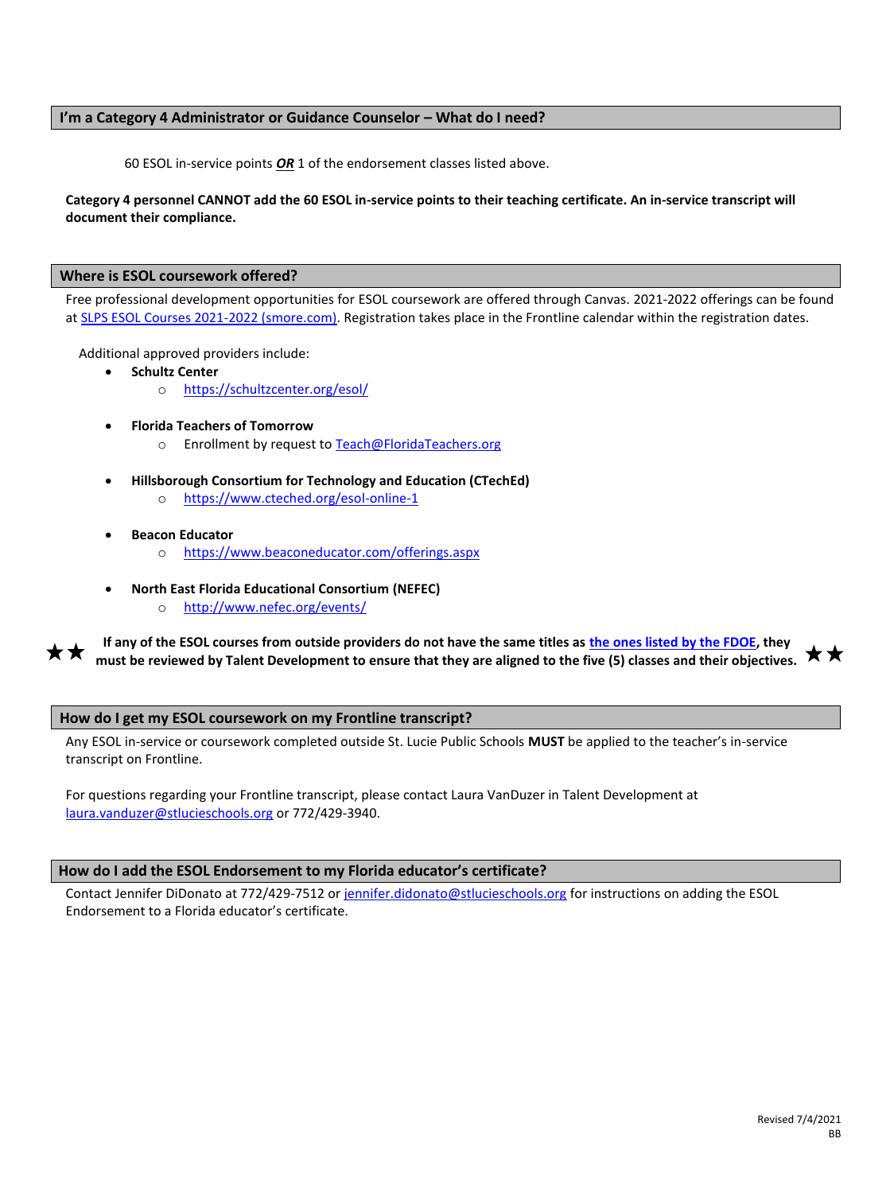## I'm a Category 4 Administrator or Guidance Counselor – What do I need?

60 ESOL in-service points ***OR*** 1 of the endorsement classes listed above.

**Category 4 personnel CANNOT add the 60 ESOL in-service points to their teaching certificate. An in-service transcript will document their compliance.**

## Where is ESOL coursework offered?

Free professional development opportunities for ESOL coursework are offered through Canvas. 2021-2022 offerings can be found at [SLPS ESOL Courses 2021-2022 (smore.com)](). Registration takes place in the Frontline calendar within the registration dates.

Additional approved providers include:

- **Schultz Center**
  - https://schultzcenter.org/esol/
- **Florida Teachers of Tomorrow**
  - Enrollment by request to Teach@FloridaTeachers.org
- **Hillsborough Consortium for Technology and Education (CTechEd)**
  - https://www.cteched.org/esol-online-1
- **Beacon Educator**
  - https://www.beaconeducator.com/offerings.aspx
- **North East Florida Educational Consortium (NEFEC)**
  - http://www.nefec.org/events/

★★ **If any of the ESOL courses from outside providers do not have the same titles as [the ones listed by the FDOE](), they must be reviewed by Talent Development to ensure that they are aligned to the five (5) classes and their objectives.** ★★

## How do I get my ESOL coursework on my Frontline transcript?

Any ESOL in-service or coursework completed outside St. Lucie Public Schools **MUST** be applied to the teacher's in-service transcript on Frontline.

For questions regarding your Frontline transcript, please contact Laura VanDuzer in Talent Development at laura.vanduzer@stlucieschools.org or 772/429-3940.

## How do I add the ESOL Endorsement to my Florida educator's certificate?

Contact Jennifer DiDonato at 772/429-7512 or jennifer.didonato@stlucieschools.org for instructions on adding the ESOL Endorsement to a Florida educator's certificate.

Revised 7/4/2021
BB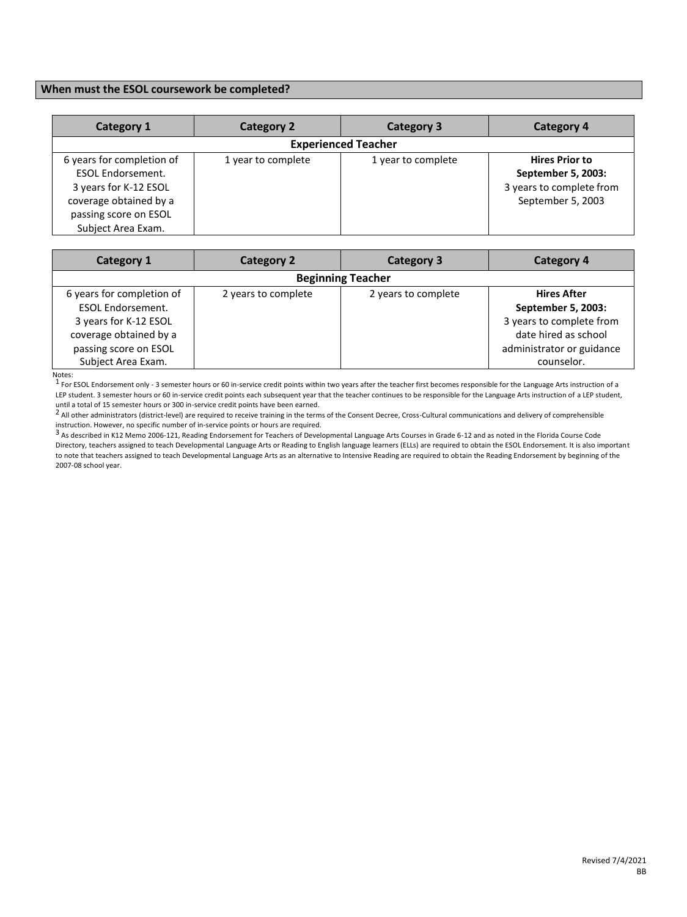## When must the ESOL coursework be completed?

| Category 1 | Category 2 | Category 3 | Category 4 |
|---|---|---|---|
| **Experienced Teacher** | | | |
| 6 years for completion of ESOL Endorsement. 3 years for K-12 ESOL coverage obtained by a passing score on ESOL Subject Area Exam. | 1 year to complete | 1 year to complete | **Hires Prior to September 5, 2003:** 3 years to complete from September 5, 2003 |

| Category 1 | Category 2 | Category 3 | Category 4 |
|---|---|---|---|
| **Beginning Teacher** | | | |
| 6 years for completion of ESOL Endorsement. 3 years for K-12 ESOL coverage obtained by a passing score on ESOL Subject Area Exam. | 2 years to complete | 2 years to complete | **Hires After September 5, 2003:** 3 years to complete from date hired as school administrator or guidance counselor. |

Notes:

[1] For ESOL Endorsement only - 3 semester hours or 60 in-service credit points within two years after the teacher first becomes responsible for the Language Arts instruction of a LEP student. 3 semester hours or 60 in-service credit points each subsequent year that the teacher continues to be responsible for the Language Arts instruction of a LEP student, until a total of 15 semester hours or 300 in-service credit points have been earned.

[2] All other administrators (district-level) are required to receive training in the terms of the Consent Decree, Cross-Cultural communications and delivery of comprehensible instruction. However, no specific number of in-service points or hours are required.

[3] As described in K12 Memo 2006-121, Reading Endorsement for Teachers of Developmental Language Arts Courses in Grade 6-12 and as noted in the Florida Course Code Directory, teachers assigned to teach Developmental Language Arts or Reading to English language learners (ELLs) are required to obtain the ESOL Endorsement. It is also important to note that teachers assigned to teach Developmental Language Arts as an alternative to Intensive Reading are required to obtain the Reading Endorsement by beginning of the 2007-08 school year.

Revised 7/4/2021
BB